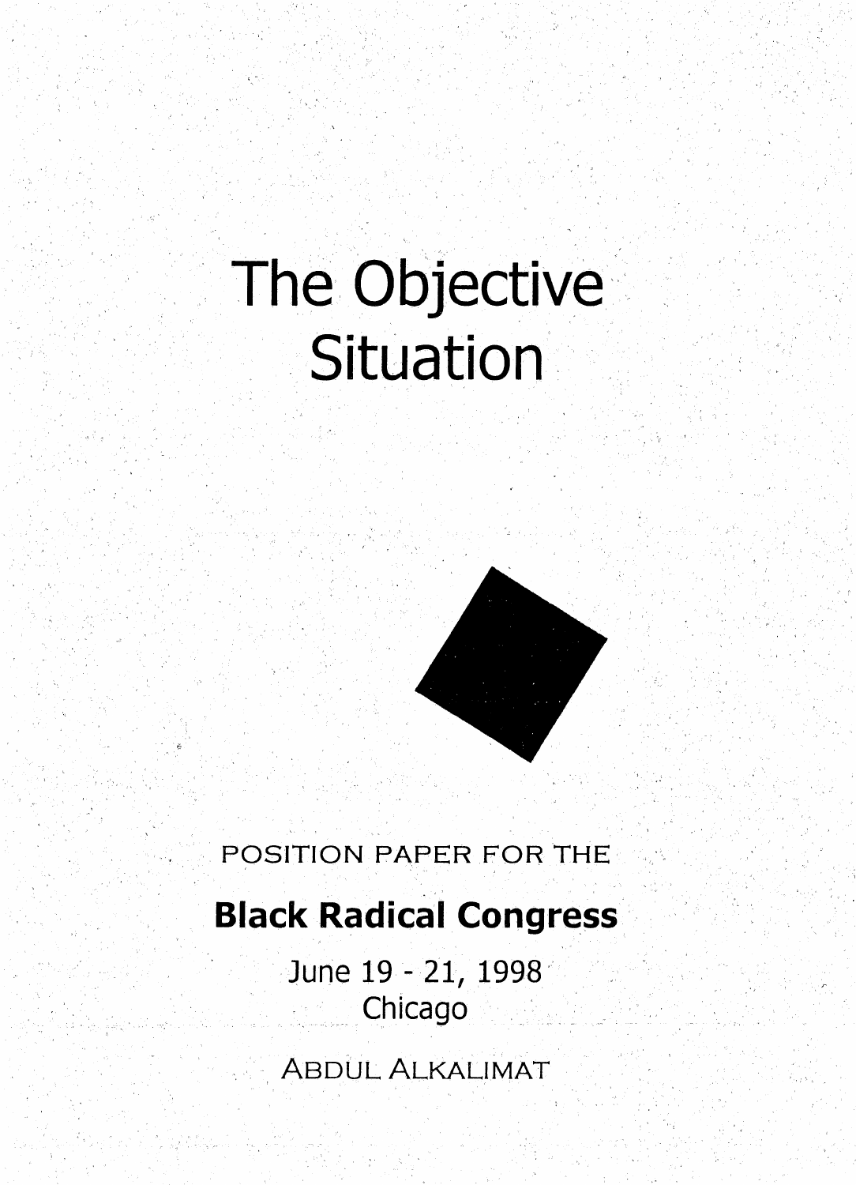# The Objective Situation

POSITION PAPER FOR THE

**Black Radical Congress**

June 19 - 21, 1998

Chicago

ABDUL ALKALIMAT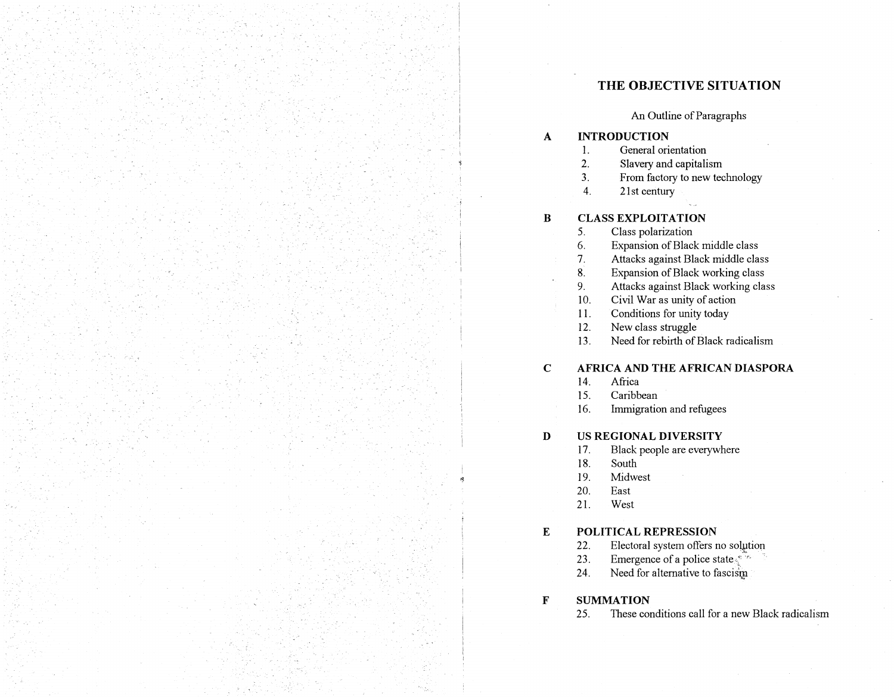# THE OBJECTIVE SITUATION

An Outline of Paragraphs

**A INTRODUCTION**

1. General orientation
2. Slavery and capitalism
3. From factory to new technology
4. 21st century

**B CLASS EXPLOITATION**

5. Class polarization
6. Expansion of Black middle class
7. Attacks against Black middle class
8. Expansion of Black working class
9. Attacks against Black working class
10. Civil War as unity of action
11. Conditions for unity today
12. New class struggle
13. Need for rebirth of Black radicalism

**C AFRICA AND THE AFRICAN DIASPORA**

14. Africa
15. Caribbean
16. Immigration and refugees

**D US REGIONAL DIVERSITY**

17. Black people are everywhere
18. South
19. Midwest
20. East
21. West

**E POLITICAL REPRESSION**

22. Electoral system offers no solution
23. Emergence of a police state
24. Need for alternative to fascism

**F SUMMATION**

25. These conditions call for a new Black radicalism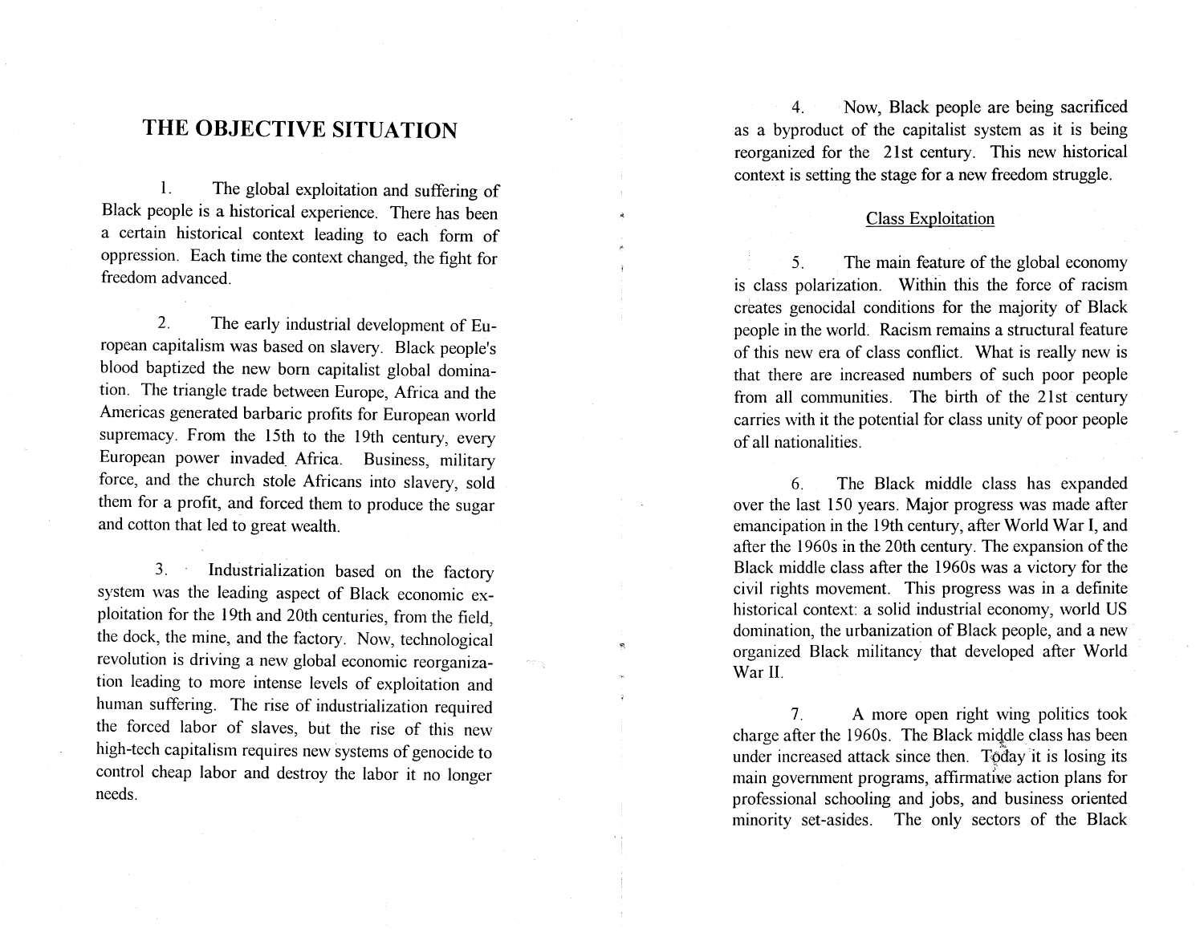# THE OBJECTIVE SITUATION

1. The global exploitation and suffering of Black people is a historical experience. There has been a certain historical context leading to each form of oppression. Each time the context changed, the fight for freedom advanced.

2. The early industrial development of European capitalism was based on slavery. Black people's blood baptized the new born capitalist global domination. The triangle trade between Europe, Africa and the Americas generated barbaric profits for European world supremacy. From the 15th to the 19th century, every European power invaded Africa. Business, military force, and the church stole Africans into slavery, sold them for a profit, and forced them to produce the sugar and cotton that led to great wealth.

3. Industrialization based on the factory system was the leading aspect of Black economic exploitation for the 19th and 20th centuries, from the field, the dock, the mine, and the factory. Now, technological revolution is driving a new global economic reorganization leading to more intense levels of exploitation and human suffering. The rise of industrialization required the forced labor of slaves, but the rise of this new high-tech capitalism requires new systems of genocide to control cheap labor and destroy the labor it no longer needs.

4. Now, Black people are being sacrificed as a byproduct of the capitalist system as it is being reorganized for the 21st century. This new historical context is setting the stage for a new freedom struggle.

## Class Exploitation

5. The main feature of the global economy is class polarization. Within this the force of racism creates genocidal conditions for the majority of Black people in the world. Racism remains a structural feature of this new era of class conflict. What is really new is that there are increased numbers of such poor people from all communities. The birth of the 21st century carries with it the potential for class unity of poor people of all nationalities.

6. The Black middle class has expanded over the last 150 years. Major progress was made after emancipation in the 19th century, after World War I, and after the 1960s in the 20th century. The expansion of the Black middle class after the 1960s was a victory for the civil rights movement. This progress was in a definite historical context: a solid industrial economy, world US domination, the urbanization of Black people, and a new organized Black militancy that developed after World War II.

7. A more open right wing politics took charge after the 1960s. The Black middle class has been under increased attack since then. Today it is losing its main government programs, affirmative action plans for professional schooling and jobs, and business oriented minority set-asides. The only sectors of the Black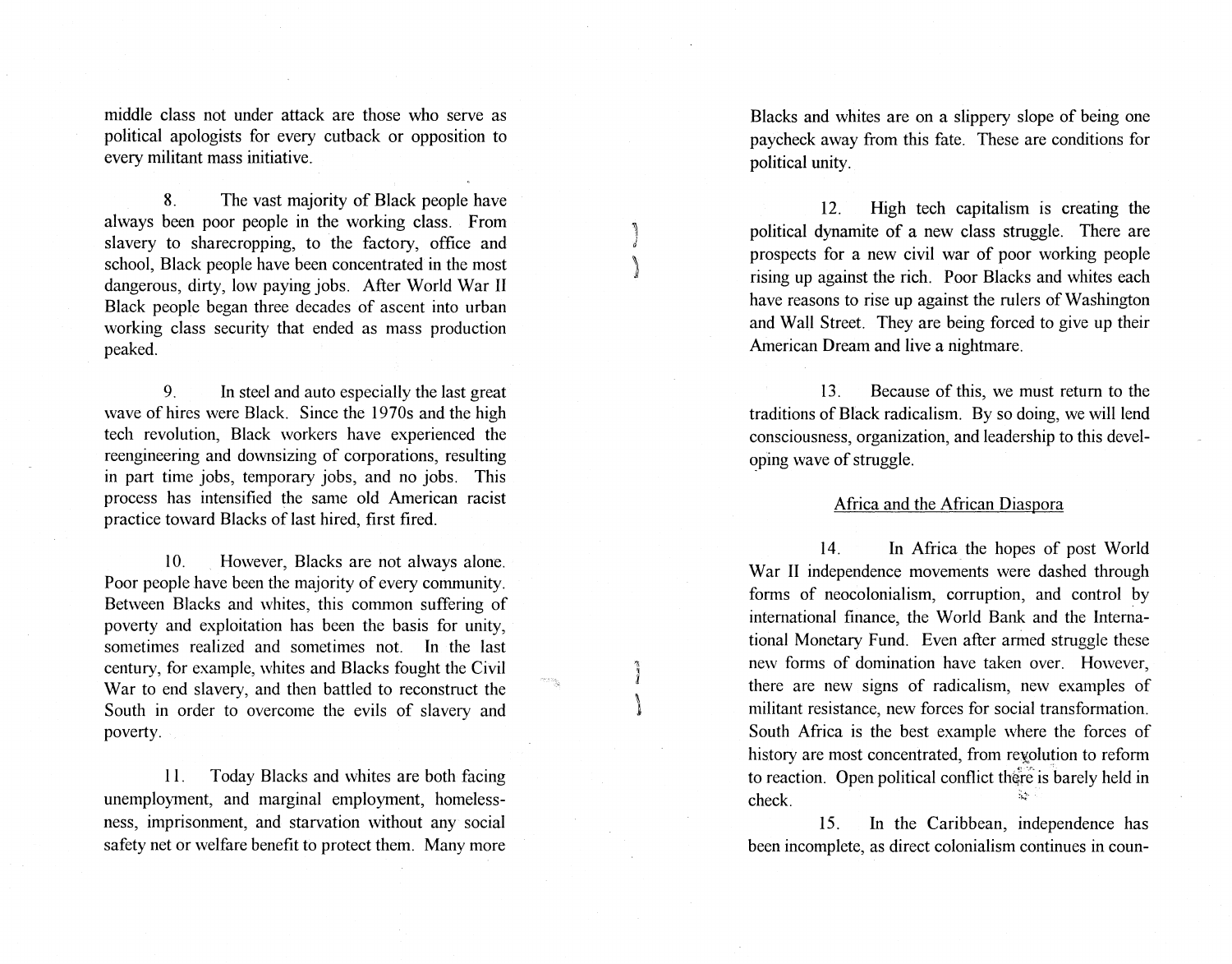middle class not under attack are those who serve as political apologists for every cutback or opposition to every militant mass initiative.

8. The vast majority of Black people have always been poor people in the working class. From slavery to sharecropping, to the factory, office and school, Black people have been concentrated in the most dangerous, dirty, low paying jobs. After World War II Black people began three decades of ascent into urban working class security that ended as mass production peaked.

9. In steel and auto especially the last great wave of hires were Black. Since the 1970s and the high tech revolution, Black workers have experienced the reengineering and downsizing of corporations, resulting in part time jobs, temporary jobs, and no jobs. This process has intensified the same old American racist practice toward Blacks of last hired, first fired.

10. However, Blacks are not always alone. Poor people have been the majority of every community. Between Blacks and whites, this common suffering of poverty and exploitation has been the basis for unity, sometimes realized and sometimes not. In the last century, for example, whites and Blacks fought the Civil War to end slavery, and then battled to reconstruct the South in order to overcome the evils of slavery and poverty.

11. Today Blacks and whites are both facing unemployment, and marginal employment, homelessness, imprisonment, and starvation without any social safety net or welfare benefit to protect them. Many more Blacks and whites are on a slippery slope of being one paycheck away from this fate. These are conditions for political unity.

12. High tech capitalism is creating the political dynamite of a new class struggle. There are prospects for a new civil war of poor working people rising up against the rich. Poor Blacks and whites each have reasons to rise up against the rulers of Washington and Wall Street. They are being forced to give up their American Dream and live a nightmare.

13. Because of this, we must return to the traditions of Black radicalism. By so doing, we will lend consciousness, organization, and leadership to this developing wave of struggle.

## Africa and the African Diaspora

14. In Africa the hopes of post World War II independence movements were dashed through forms of neocolonialism, corruption, and control by international finance, the World Bank and the International Monetary Fund. Even after armed struggle these new forms of domination have taken over. However, there are new signs of radicalism, new examples of militant resistance, new forces for social transformation. South Africa is the best example where the forces of history are most concentrated, from revolution to reform to reaction. Open political conflict there is barely held in check.

15. In the Caribbean, independence has been incomplete, as direct colonialism continues in coun-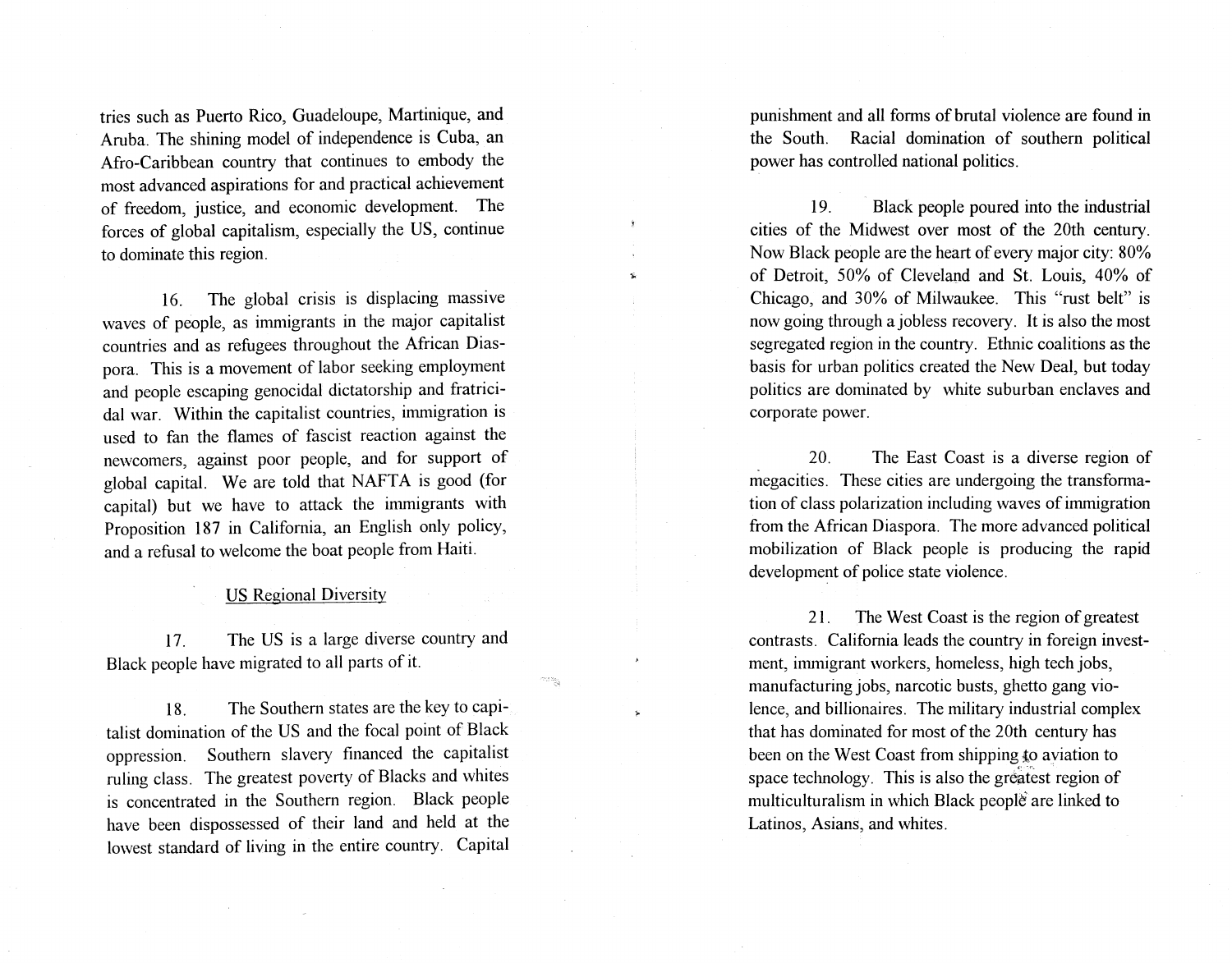tries such as Puerto Rico, Guadeloupe, Martinique, and Aruba. The shining model of independence is Cuba, an Afro-Caribbean country that continues to embody the most advanced aspirations for and practical achievement of freedom, justice, and economic development. The forces of global capitalism, especially the US, continue to dominate this region.

16. The global crisis is displacing massive waves of people, as immigrants in the major capitalist countries and as refugees throughout the African Diaspora. This is a movement of labor seeking employment and people escaping genocidal dictatorship and fratricidal war. Within the capitalist countries, immigration is used to fan the flames of fascist reaction against the newcomers, against poor people, and for support of global capital. We are told that NAFTA is good (for capital) but we have to attack the immigrants with Proposition 187 in California, an English only policy, and a refusal to welcome the boat people from Haiti.

## US Regional Diversity

17. The US is a large diverse country and Black people have migrated to all parts of it.

18. The Southern states are the key to capitalist domination of the US and the focal point of Black oppression. Southern slavery financed the capitalist ruling class. The greatest poverty of Blacks and whites is concentrated in the Southern region. Black people have been dispossessed of their land and held at the lowest standard of living in the entire country. Capital punishment and all forms of brutal violence are found in the South. Racial domination of southern political power has controlled national politics.

19. Black people poured into the industrial cities of the Midwest over most of the 20th century. Now Black people are the heart of every major city: 80% of Detroit, 50% of Cleveland and St. Louis, 40% of Chicago, and 30% of Milwaukee. This "rust belt" is now going through a jobless recovery. It is also the most segregated region in the country. Ethnic coalitions as the basis for urban politics created the New Deal, but today politics are dominated by white suburban enclaves and corporate power.

20. The East Coast is a diverse region of megacities. These cities are undergoing the transformation of class polarization including waves of immigration from the African Diaspora. The more advanced political mobilization of Black people is producing the rapid development of police state violence.

21. The West Coast is the region of greatest contrasts. California leads the country in foreign investment, immigrant workers, homeless, high tech jobs, manufacturing jobs, narcotic busts, ghetto gang violence, and billionaires. The military industrial complex that has dominated for most of the 20th century has been on the West Coast from shipping to aviation to space technology. This is also the greatest region of multiculturalism in which Black people are linked to Latinos, Asians, and whites.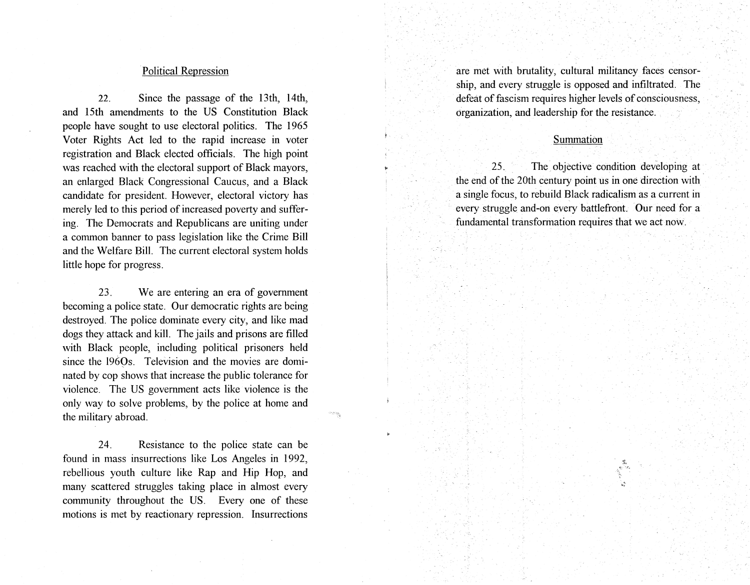## Political Repression

22. Since the passage of the 13th, 14th, and 15th amendments to the US Constitution Black people have sought to use electoral politics. The 1965 Voter Rights Act led to the rapid increase in voter registration and Black elected officials. The high point was reached with the electoral support of Black mayors, an enlarged Black Congressional Caucus, and a Black candidate for president. However, electoral victory has merely led to this period of increased poverty and suffering. The Democrats and Republicans are uniting under a common banner to pass legislation like the Crime Bill and the Welfare Bill. The current electoral system holds little hope for progress.

23. We are entering an era of government becoming a police state. Our democratic rights are being destroyed. The police dominate every city, and like mad dogs they attack and kill. The jails and prisons are filled with Black people, including political prisoners held since the 1960s. Television and the movies are dominated by cop shows that increase the public tolerance for violence. The US government acts like violence is the only way to solve problems, by the police at home and the military abroad.

24. Resistance to the police state can be found in mass insurrections like Los Angeles in 1992, rebellious youth culture like Rap and Hip Hop, and many scattered struggles taking place in almost every community throughout the US. Every one of these motions is met by reactionary repression. Insurrections are met with brutality, cultural militancy faces censorship, and every struggle is opposed and infiltrated. The defeat of fascism requires higher levels of consciousness, organization, and leadership for the resistance.

## Summation

25. The objective condition developing at the end of the 20th century point us in one direction with a single focus, to rebuild Black radicalism as a current in every struggle and-on every battlefront. Our need for a fundamental transformation requires that we act now.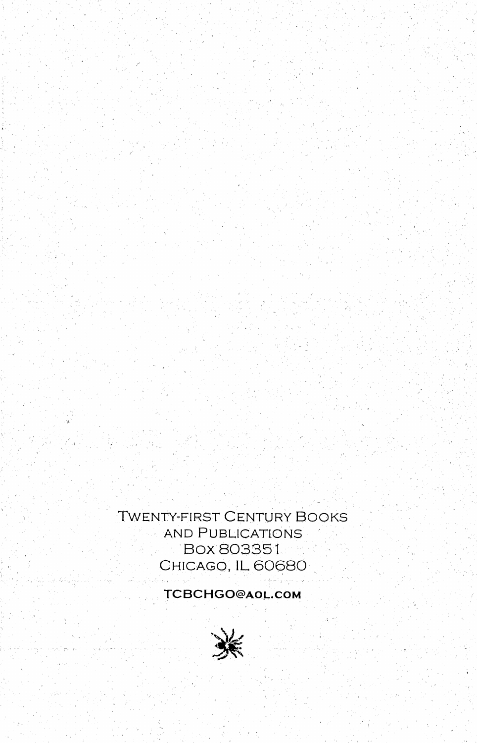Twenty-first Century Books
and Publications
Box 803351
Chicago, IL 60680

**TCBCHGO@aol.com**